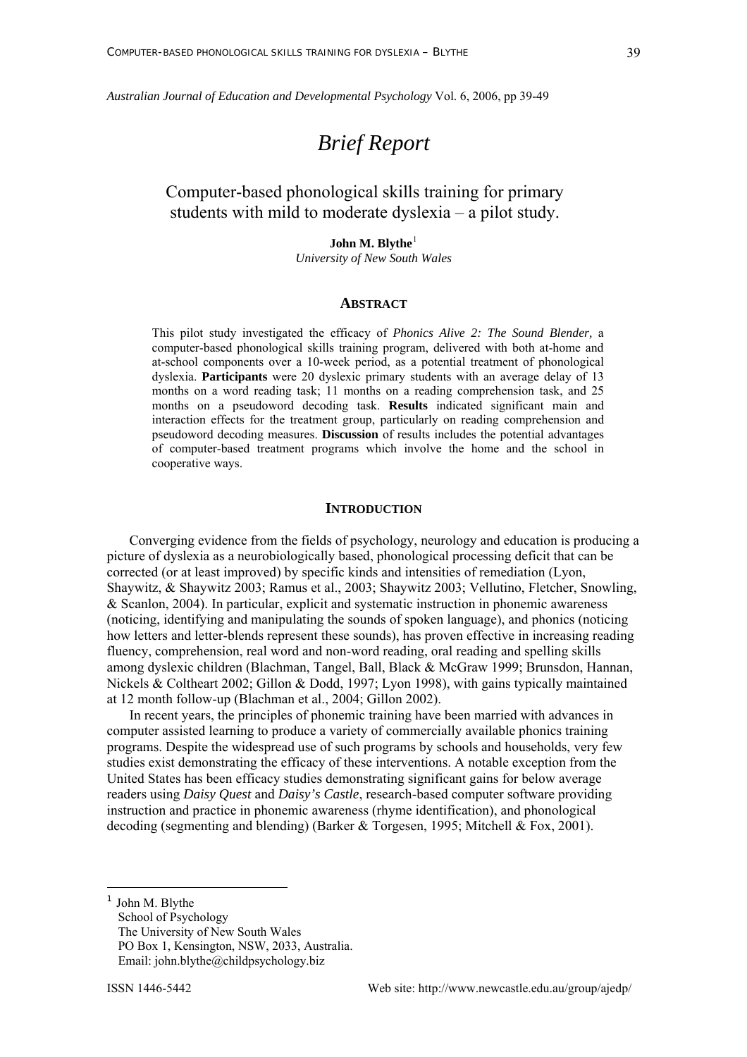## *Brief Report*

# Computer-based phonological skills training for primary students with mild to moderate dyslexia – a pilot study.

**John M. Blythe**[1]
*University of New South Wales*

### ABSTRACT

This pilot study investigated the efficacy of *Phonics Alive 2: The Sound Blender,* a computer-based phonological skills training program, delivered with both at-home and at-school components over a 10-week period, as a potential treatment of phonological dyslexia. **Participants** were 20 dyslexic primary students with an average delay of 13 months on a word reading task; 11 months on a reading comprehension task, and 25 months on a pseudoword decoding task. **Results** indicated significant main and interaction effects for the treatment group, particularly on reading comprehension and pseudoword decoding measures. **Discussion** of results includes the potential advantages of computer-based treatment programs which involve the home and the school in cooperative ways.

### INTRODUCTION

Converging evidence from the fields of psychology, neurology and education is producing a picture of dyslexia as a neurobiologically based, phonological processing deficit that can be corrected (or at least improved) by specific kinds and intensities of remediation (Lyon, Shaywitz, & Shaywitz 2003; Ramus et al., 2003; Shaywitz 2003; Vellutino, Fletcher, Snowling, & Scanlon, 2004). In particular, explicit and systematic instruction in phonemic awareness (noticing, identifying and manipulating the sounds of spoken language), and phonics (noticing how letters and letter-blends represent these sounds), has proven effective in increasing reading fluency, comprehension, real word and non-word reading, oral reading and spelling skills among dyslexic children (Blachman, Tangel, Ball, Black & McGraw 1999; Brunsdon, Hannan, Nickels & Coltheart 2002; Gillon & Dodd, 1997; Lyon 1998), with gains typically maintained at 12 month follow-up (Blachman et al., 2004; Gillon 2002).

In recent years, the principles of phonemic training have been married with advances in computer assisted learning to produce a variety of commercially available phonics training programs. Despite the widespread use of such programs by schools and households, very few studies exist demonstrating the efficacy of these interventions. A notable exception from the United States has been efficacy studies demonstrating significant gains for below average readers using *Daisy Quest* and *Daisy's Castle*, research-based computer software providing instruction and practice in phonemic awareness (rhyme identification), and phonological decoding (segmenting and blending) (Barker & Torgesen, 1995; Mitchell & Fox, 2001).

---

[1] John M. Blythe
School of Psychology
The University of New South Wales
PO Box 1, Kensington, NSW, 2033, Australia.
Email: john.blythe@childpsychology.biz

ISSN 1446-5442 Web site: http://www.newcastle.edu.au/group/ajedp/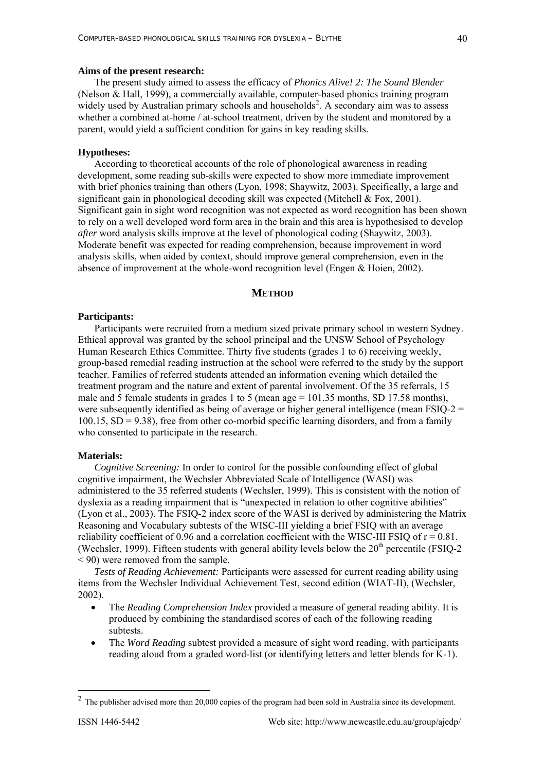**Aims of the present research:**

The present study aimed to assess the efficacy of *Phonics Alive! 2: The Sound Blender* (Nelson & Hall, 1999), a commercially available, computer-based phonics training program widely used by Australian primary schools and households[2]. A secondary aim was to assess whether a combined at-home / at-school treatment, driven by the student and monitored by a parent, would yield a sufficient condition for gains in key reading skills.

**Hypotheses:**

According to theoretical accounts of the role of phonological awareness in reading development, some reading sub-skills were expected to show more immediate improvement with brief phonics training than others (Lyon, 1998; Shaywitz, 2003). Specifically, a large and significant gain in phonological decoding skill was expected (Mitchell & Fox, 2001). Significant gain in sight word recognition was not expected as word recognition has been shown to rely on a well developed word form area in the brain and this area is hypothesised to develop *after* word analysis skills improve at the level of phonological coding (Shaywitz, 2003). Moderate benefit was expected for reading comprehension, because improvement in word analysis skills, when aided by context, should improve general comprehension, even in the absence of improvement at the whole-word recognition level (Engen & Hoien, 2002).

## METHOD

**Participants:**

Participants were recruited from a medium sized private primary school in western Sydney. Ethical approval was granted by the school principal and the UNSW School of Psychology Human Research Ethics Committee. Thirty five students (grades 1 to 6) receiving weekly, group-based remedial reading instruction at the school were referred to the study by the support teacher. Families of referred students attended an information evening which detailed the treatment program and the nature and extent of parental involvement. Of the 35 referrals, 15 male and 5 female students in grades 1 to 5 (mean age = 101.35 months, SD 17.58 months), were subsequently identified as being of average or higher general intelligence (mean FSIQ-2 = 100.15, SD = 9.38), free from other co-morbid specific learning disorders, and from a family who consented to participate in the research.

**Materials:**

*Cognitive Screening:* In order to control for the possible confounding effect of global cognitive impairment, the Wechsler Abbreviated Scale of Intelligence (WASI) was administered to the 35 referred students (Wechsler, 1999). This is consistent with the notion of dyslexia as a reading impairment that is "unexpected in relation to other cognitive abilities" (Lyon et al., 2003). The FSIQ-2 index score of the WASI is derived by administering the Matrix Reasoning and Vocabulary subtests of the WISC-III yielding a brief FSIQ with an average reliability coefficient of 0.96 and a correlation coefficient with the WISC-III FSIQ of $r = 0.81$. (Wechsler, 1999). Fifteen students with general ability levels below the 20th percentile (FSIQ-2 < 90) were removed from the sample.

*Tests of Reading Achievement:* Participants were assessed for current reading ability using items from the Wechsler Individual Achievement Test, second edition (WIAT-II), (Wechsler, 2002).

- The *Reading Comprehension Index* provided a measure of general reading ability. It is produced by combining the standardised scores of each of the following reading subtests.
- The *Word Reading* subtest provided a measure of sight word reading, with participants reading aloud from a graded word-list (or identifying letters and letter blends for K-1).

[2] The publisher advised more than 20,000 copies of the program had been sold in Australia since its development.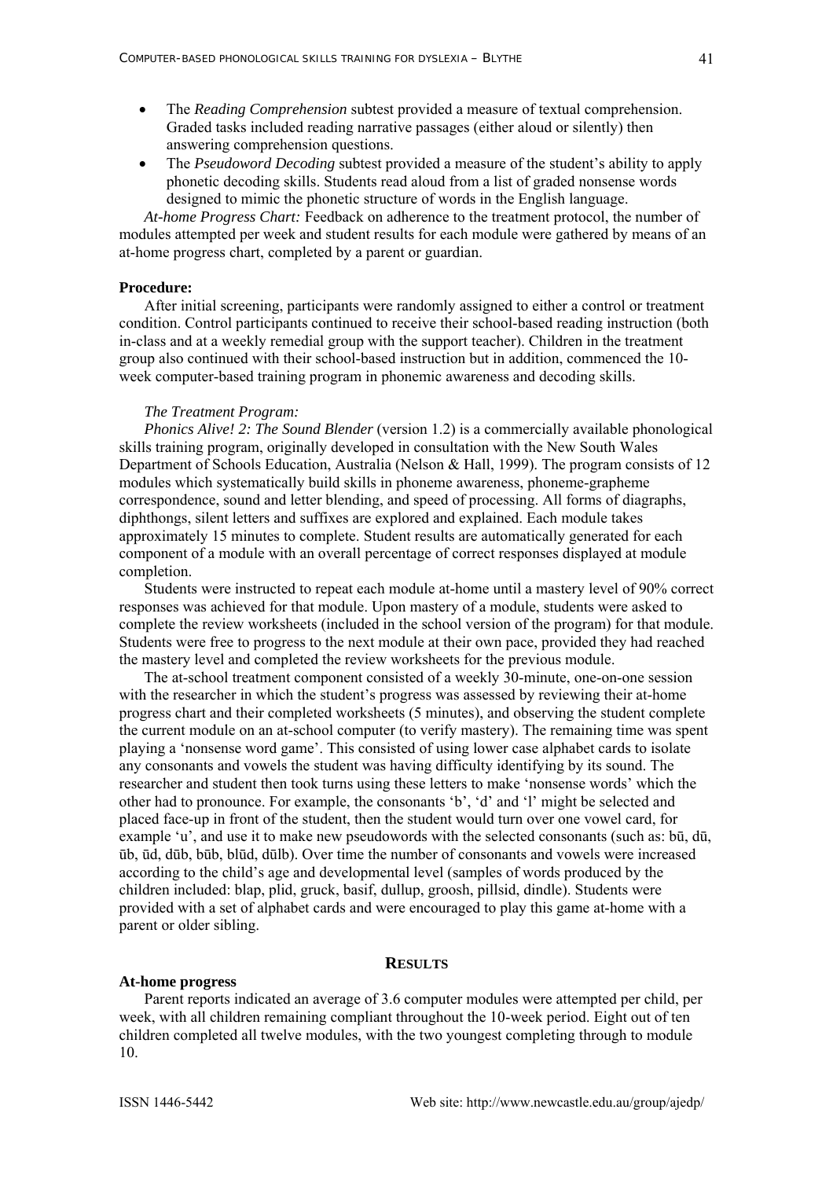- The *Reading Comprehension* subtest provided a measure of textual comprehension. Graded tasks included reading narrative passages (either aloud or silently) then answering comprehension questions.
- The *Pseudoword Decoding* subtest provided a measure of the student's ability to apply phonetic decoding skills. Students read aloud from a list of graded nonsense words designed to mimic the phonetic structure of words in the English language.

*At-home Progress Chart:* Feedback on adherence to the treatment protocol, the number of modules attempted per week and student results for each module were gathered by means of an at-home progress chart, completed by a parent or guardian.

**Procedure:**

After initial screening, participants were randomly assigned to either a control or treatment condition. Control participants continued to receive their school-based reading instruction (both in-class and at a weekly remedial group with the support teacher). Children in the treatment group also continued with their school-based instruction but in addition, commenced the 10-week computer-based training program in phonemic awareness and decoding skills.

*The Treatment Program:*

*Phonics Alive! 2: The Sound Blender* (version 1.2) is a commercially available phonological skills training program, originally developed in consultation with the New South Wales Department of Schools Education, Australia (Nelson & Hall, 1999). The program consists of 12 modules which systematically build skills in phoneme awareness, phoneme-grapheme correspondence, sound and letter blending, and speed of processing. All forms of diagraphs, diphthongs, silent letters and suffixes are explored and explained. Each module takes approximately 15 minutes to complete. Student results are automatically generated for each component of a module with an overall percentage of correct responses displayed at module completion.

Students were instructed to repeat each module at-home until a mastery level of 90% correct responses was achieved for that module. Upon mastery of a module, students were asked to complete the review worksheets (included in the school version of the program) for that module. Students were free to progress to the next module at their own pace, provided they had reached the mastery level and completed the review worksheets for the previous module.

The at-school treatment component consisted of a weekly 30-minute, one-on-one session with the researcher in which the student's progress was assessed by reviewing their at-home progress chart and their completed worksheets (5 minutes), and observing the student complete the current module on an at-school computer (to verify mastery). The remaining time was spent playing a 'nonsense word game'. This consisted of using lower case alphabet cards to isolate any consonants and vowels the student was having difficulty identifying by its sound. The researcher and student then took turns using these letters to make 'nonsense words' which the other had to pronounce. For example, the consonants 'b', 'd' and 'l' might be selected and placed face-up in front of the student, then the student would turn over one vowel card, for example 'u', and use it to make new pseudowords with the selected consonants (such as: bū, dū, ūb, ūd, dūb, būb, blūd, dūlb). Over time the number of consonants and vowels were increased according to the child's age and developmental level (samples of words produced by the children included: blap, plid, gruck, basif, dullup, groosh, pillsid, dindle). Students were provided with a set of alphabet cards and were encouraged to play this game at-home with a parent or older sibling.

## RESULTS

**At-home progress**

Parent reports indicated an average of 3.6 computer modules were attempted per child, per week, with all children remaining compliant throughout the 10-week period. Eight out of ten children completed all twelve modules, with the two youngest completing through to module 10.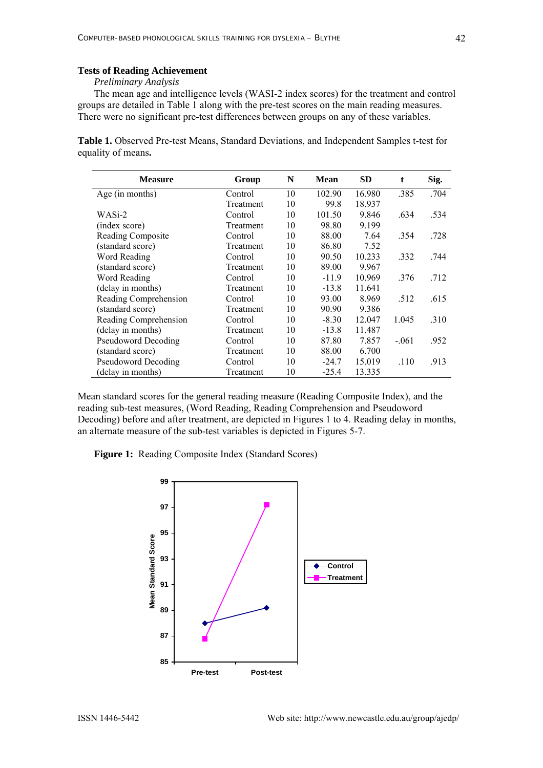### Tests of Reading Achievement

*Preliminary Analysis*

The mean age and intelligence levels (WASI-2 index scores) for the treatment and control groups are detailed in Table 1 along with the pre-test scores on the main reading measures. There were no significant pre-test differences between groups on any of these variables.

**Table 1.** Observed Pre-test Means, Standard Deviations, and Independent Samples t-test for equality of means**.**

| Measure | Group | N | Mean | SD | t | Sig. |
|---|---|---|---|---|---|---|
| Age (in months) | Control | 10 | 102.90 | 16.980 | .385 | .704 |
| | Treatment | 10 | 99.8 | 18.937 | | |
| WASi-2 (index score) | Control | 10 | 101.50 | 9.846 | .634 | .534 |
| | Treatment | 10 | 98.80 | 9.199 | | |
| Reading Composite (standard score) | Control | 10 | 88.00 | 7.64 | .354 | .728 |
| | Treatment | 10 | 86.80 | 7.52 | | |
| Word Reading (standard score) | Control | 10 | 90.50 | 10.233 | .332 | .744 |
| | Treatment | 10 | 89.00 | 9.967 | | |
| Word Reading (delay in months) | Control | 10 | -11.9 | 10.969 | .376 | .712 |
| | Treatment | 10 | -13.8 | 11.641 | | |
| Reading Comprehension (standard score) | Control | 10 | 93.00 | 8.969 | .512 | .615 |
| | Treatment | 10 | 90.90 | 9.386 | | |
| Reading Comprehension (delay in months) | Control | 10 | -8.30 | 12.047 | 1.045 | .310 |
| | Treatment | 10 | -13.8 | 11.487 | | |
| Pseudoword Decoding (standard score) | Control | 10 | 87.80 | 7.857 | -.061 | .952 |
| | Treatment | 10 | 88.00 | 6.700 | | |
| Pseudoword Decoding (delay in months) | Control | 10 | -24.7 | 15.019 | .110 | .913 |
| | Treatment | 10 | -25.4 | 13.335 | | |

Mean standard scores for the general reading measure (Reading Composite Index), and the reading sub-test measures, (Word Reading, Reading Comprehension and Pseudoword Decoding) before and after treatment, are depicted in Figures 1 to 4. Reading delay in months, an alternate measure of the sub-test variables is depicted in Figures 5-7.

**Figure 1:** Reading Composite Index (Standard Scores)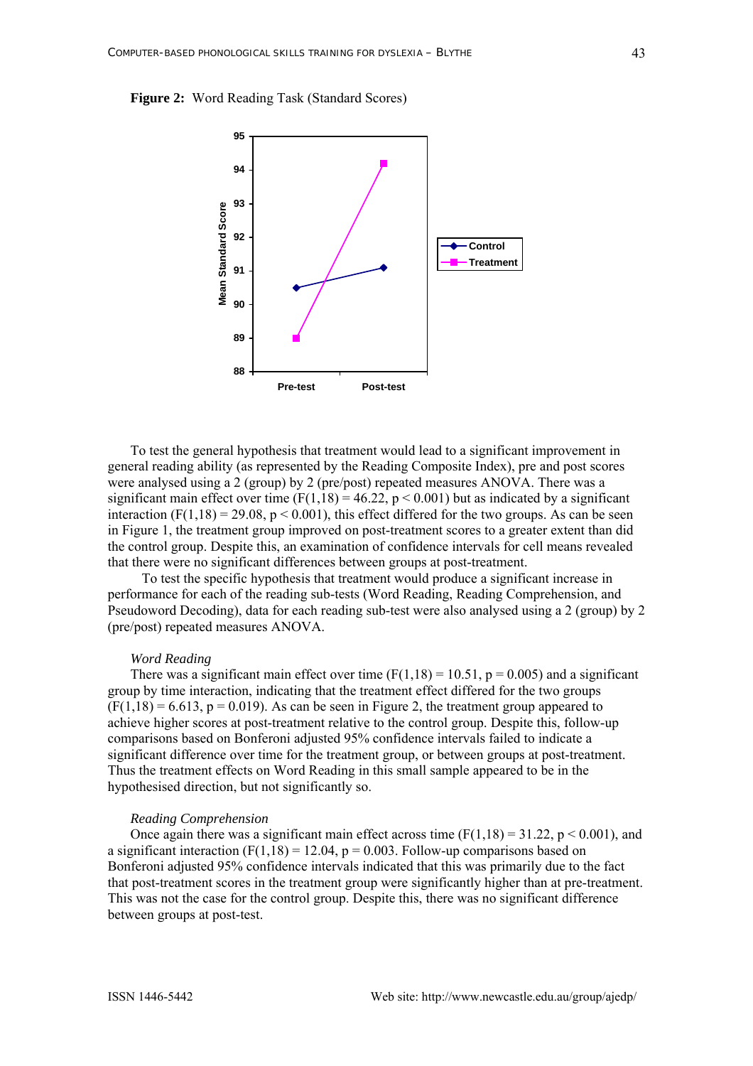**Figure 2:** Word Reading Task (Standard Scores)

To test the general hypothesis that treatment would lead to a significant improvement in general reading ability (as represented by the Reading Composite Index), pre and post scores were analysed using a 2 (group) by 2 (pre/post) repeated measures ANOVA. There was a significant main effect over time ($F(1,18) = 46.22$, $p < 0.001$) but as indicated by a significant interaction ($F(1,18) = 29.08$, $p < 0.001$), this effect differed for the two groups. As can be seen in Figure 1, the treatment group improved on post-treatment scores to a greater extent than did the control group. Despite this, an examination of confidence intervals for cell means revealed that there were no significant differences between groups at post-treatment.

To test the specific hypothesis that treatment would produce a significant increase in performance for each of the reading sub-tests (Word Reading, Reading Comprehension, and Pseudoword Decoding), data for each reading sub-test were also analysed using a 2 (group) by 2 (pre/post) repeated measures ANOVA.

*Word Reading*

There was a significant main effect over time ($F(1,18) = 10.51$, $p = 0.005$) and a significant group by time interaction, indicating that the treatment effect differed for the two groups ($F(1,18) = 6.613$, $p = 0.019$). As can be seen in Figure 2, the treatment group appeared to achieve higher scores at post-treatment relative to the control group. Despite this, follow-up comparisons based on Bonferoni adjusted 95% confidence intervals failed to indicate a significant difference over time for the treatment group, or between groups at post-treatment. Thus the treatment effects on Word Reading in this small sample appeared to be in the hypothesised direction, but not significantly so.

*Reading Comprehension*

Once again there was a significant main effect across time ($F(1,18) = 31.22$, $p < 0.001$), and a significant interaction ($F(1,18) = 12.04$, $p = 0.003$. Follow-up comparisons based on Bonferoni adjusted 95% confidence intervals indicated that this was primarily due to the fact that post-treatment scores in the treatment group were significantly higher than at pre-treatment. This was not the case for the control group. Despite this, there was no significant difference between groups at post-test.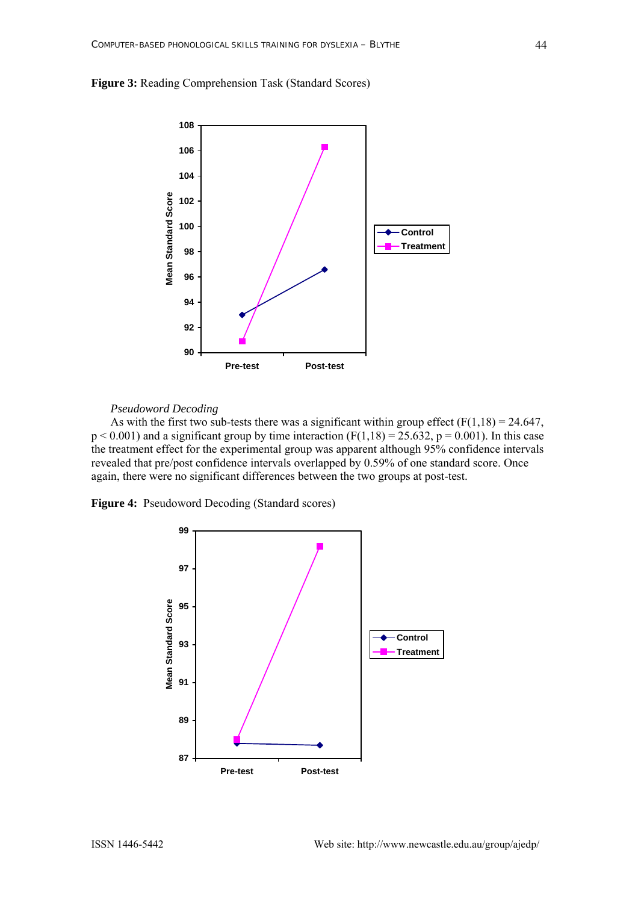**Figure 3:** Reading Comprehension Task (Standard Scores)

*Pseudoword Decoding*

As with the first two sub-tests there was a significant within group effect ($F(1,18) = 24.647$, $p < 0.001$) and a significant group by time interaction ($F(1,18) = 25.632$, $p = 0.001$). In this case the treatment effect for the experimental group was apparent although 95% confidence intervals revealed that pre/post confidence intervals overlapped by 0.59% of one standard score. Once again, there were no significant differences between the two groups at post-test.

**Figure 4:** Pseudoword Decoding (Standard scores)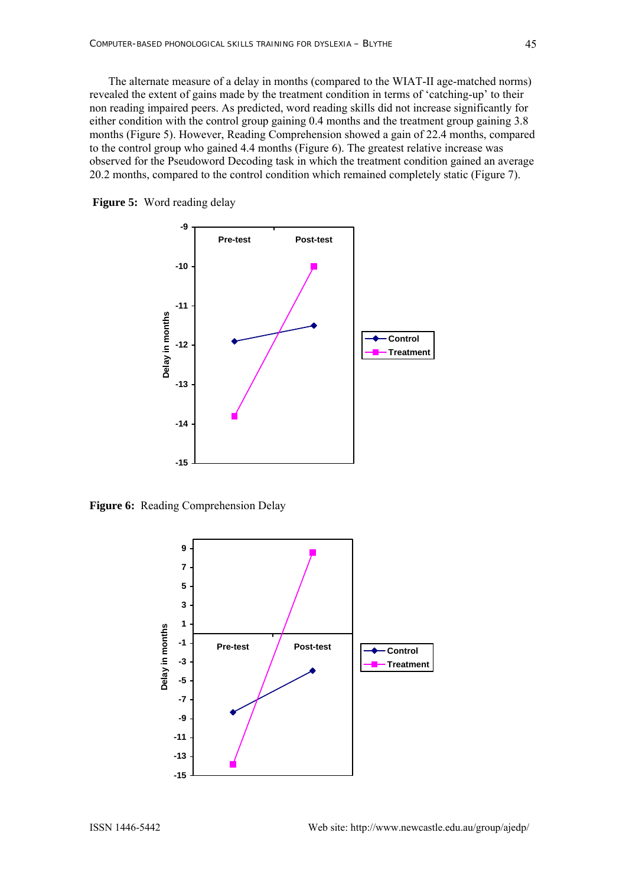The alternate measure of a delay in months (compared to the WIAT-II age-matched norms) revealed the extent of gains made by the treatment condition in terms of 'catching-up' to their non reading impaired peers. As predicted, word reading skills did not increase significantly for either condition with the control group gaining 0.4 months and the treatment group gaining 3.8 months (Figure 5). However, Reading Comprehension showed a gain of 22.4 months, compared to the control group who gained 4.4 months (Figure 6). The greatest relative increase was observed for the Pseudoword Decoding task in which the treatment condition gained an average 20.2 months, compared to the control condition which remained completely static (Figure 7).

**Figure 5:** Word reading delay

**Figure 6:** Reading Comprehension Delay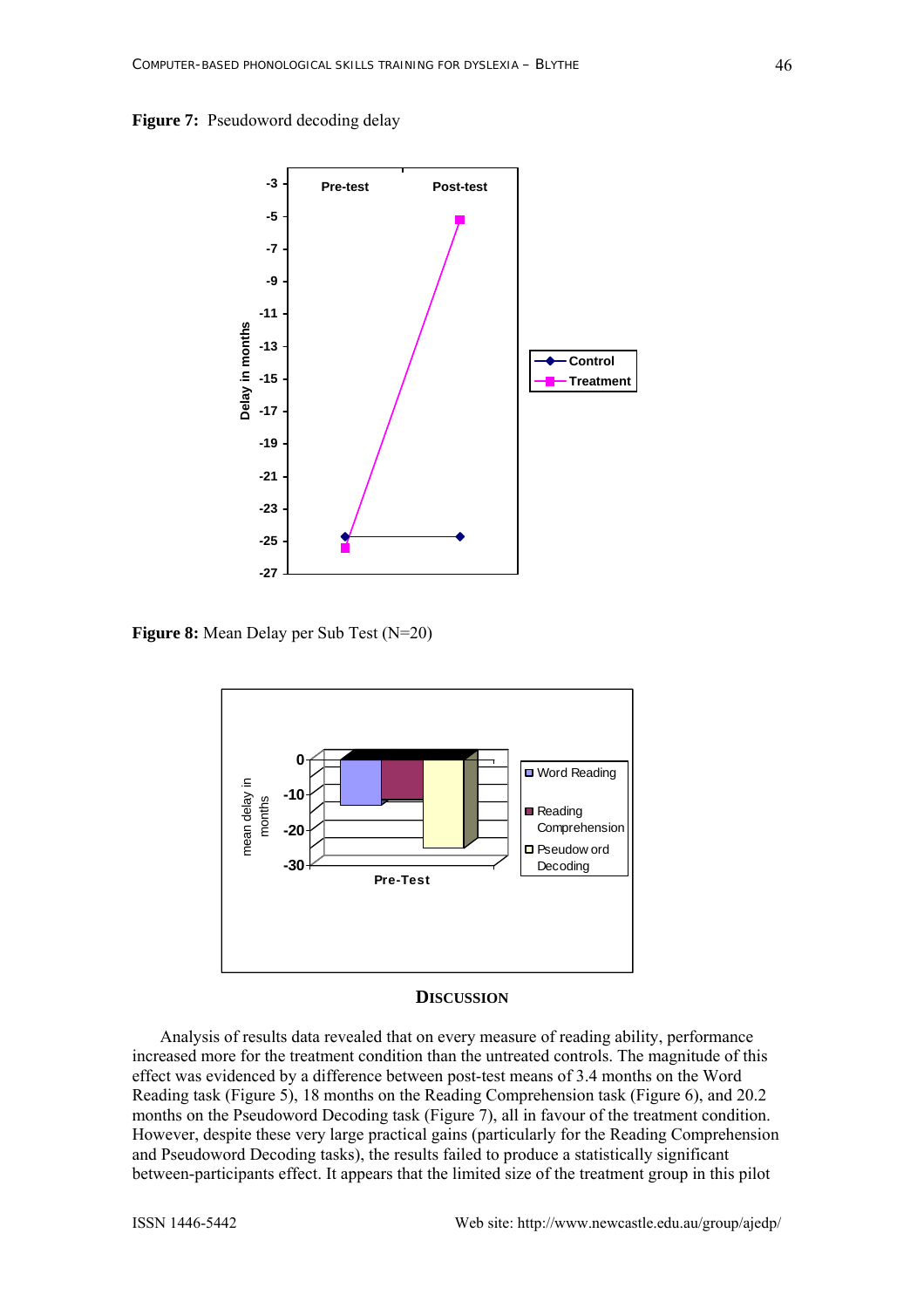**Figure 7:** Pseudoword decoding delay

**Figure 8:** Mean Delay per Sub Test (N=20)

## DISCUSSION

Analysis of results data revealed that on every measure of reading ability, performance increased more for the treatment condition than the untreated controls. The magnitude of this effect was evidenced by a difference between post-test means of 3.4 months on the Word Reading task (Figure 5), 18 months on the Reading Comprehension task (Figure 6), and 20.2 months on the Pseudoword Decoding task (Figure 7), all in favour of the treatment condition. However, despite these very large practical gains (particularly for the Reading Comprehension and Pseudoword Decoding tasks), the results failed to produce a statistically significant between-participants effect. It appears that the limited size of the treatment group in this pilot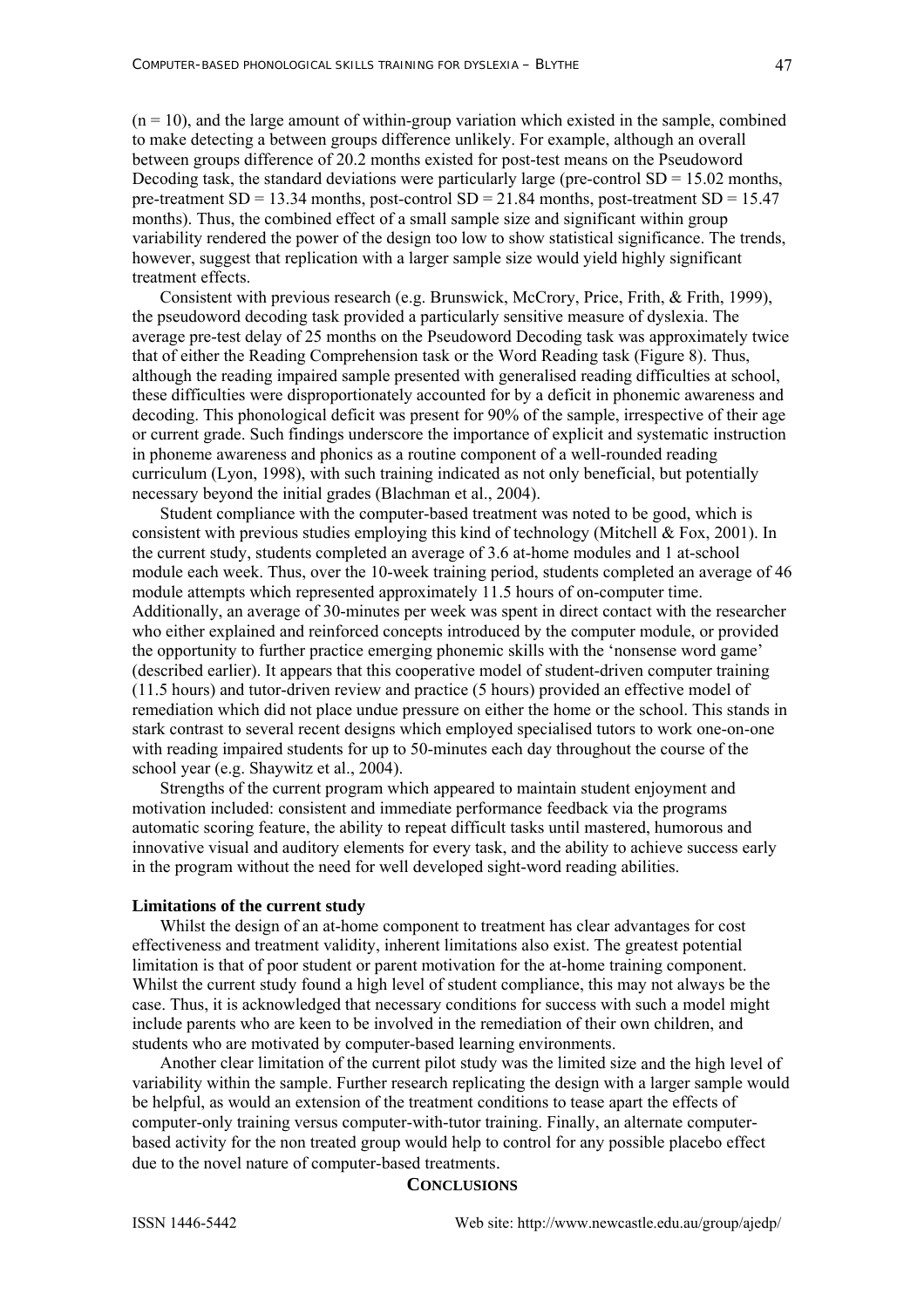($n = 10$), and the large amount of within-group variation which existed in the sample, combined to make detecting a between groups difference unlikely. For example, although an overall between groups difference of 20.2 months existed for post-test means on the Pseudoword Decoding task, the standard deviations were particularly large (pre-control SD = 15.02 months, pre-treatment SD = 13.34 months, post-control SD = 21.84 months, post-treatment SD = 15.47 months). Thus, the combined effect of a small sample size and significant within group variability rendered the power of the design too low to show statistical significance. The trends, however, suggest that replication with a larger sample size would yield highly significant treatment effects.

Consistent with previous research (e.g. Brunswick, McCrory, Price, Frith, & Frith, 1999), the pseudoword decoding task provided a particularly sensitive measure of dyslexia. The average pre-test delay of 25 months on the Pseudoword Decoding task was approximately twice that of either the Reading Comprehension task or the Word Reading task (Figure 8). Thus, although the reading impaired sample presented with generalised reading difficulties at school, these difficulties were disproportionately accounted for by a deficit in phonemic awareness and decoding. This phonological deficit was present for 90% of the sample, irrespective of their age or current grade. Such findings underscore the importance of explicit and systematic instruction in phoneme awareness and phonics as a routine component of a well-rounded reading curriculum (Lyon, 1998), with such training indicated as not only beneficial, but potentially necessary beyond the initial grades (Blachman et al., 2004).

Student compliance with the computer-based treatment was noted to be good, which is consistent with previous studies employing this kind of technology (Mitchell & Fox, 2001). In the current study, students completed an average of 3.6 at-home modules and 1 at-school module each week. Thus, over the 10-week training period, students completed an average of 46 module attempts which represented approximately 11.5 hours of on-computer time. Additionally, an average of 30-minutes per week was spent in direct contact with the researcher who either explained and reinforced concepts introduced by the computer module, or provided the opportunity to further practice emerging phonemic skills with the 'nonsense word game' (described earlier). It appears that this cooperative model of student-driven computer training (11.5 hours) and tutor-driven review and practice (5 hours) provided an effective model of remediation which did not place undue pressure on either the home or the school. This stands in stark contrast to several recent designs which employed specialised tutors to work one-on-one with reading impaired students for up to 50-minutes each day throughout the course of the school year (e.g. Shaywitz et al., 2004).

Strengths of the current program which appeared to maintain student enjoyment and motivation included: consistent and immediate performance feedback via the programs automatic scoring feature, the ability to repeat difficult tasks until mastered, humorous and innovative visual and auditory elements for every task, and the ability to achieve success early in the program without the need for well developed sight-word reading abilities.

**Limitations of the current study**

Whilst the design of an at-home component to treatment has clear advantages for cost effectiveness and treatment validity, inherent limitations also exist. The greatest potential limitation is that of poor student or parent motivation for the at-home training component. Whilst the current study found a high level of student compliance, this may not always be the case. Thus, it is acknowledged that necessary conditions for success with such a model might include parents who are keen to be involved in the remediation of their own children, and students who are motivated by computer-based learning environments.

Another clear limitation of the current pilot study was the limited size and the high level of variability within the sample. Further research replicating the design with a larger sample would be helpful, as would an extension of the treatment conditions to tease apart the effects of computer-only training versus computer-with-tutor training. Finally, an alternate computer-based activity for the non treated group would help to control for any possible placebo effect due to the novel nature of computer-based treatments.

## CONCLUSIONS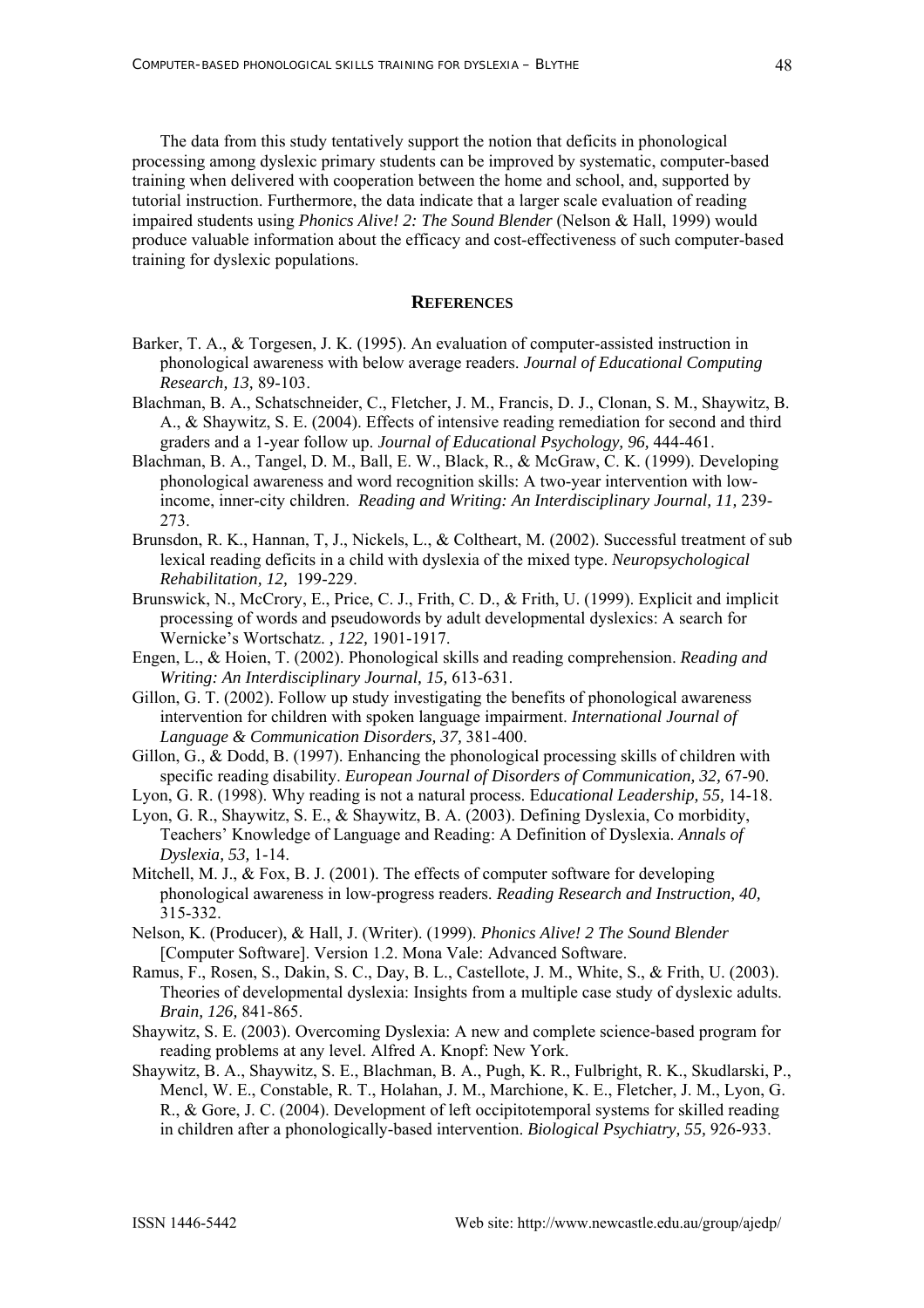The data from this study tentatively support the notion that deficits in phonological processing among dyslexic primary students can be improved by systematic, computer-based training when delivered with cooperation between the home and school, and, supported by tutorial instruction. Furthermore, the data indicate that a larger scale evaluation of reading impaired students using *Phonics Alive! 2: The Sound Blender* (Nelson & Hall, 1999) would produce valuable information about the efficacy and cost-effectiveness of such computer-based training for dyslexic populations.

## REFERENCES

Barker, T. A., & Torgesen, J. K. (1995). An evaluation of computer-assisted instruction in phonological awareness with below average readers. *Journal of Educational Computing Research, 13,* 89-103.

Blachman, B. A., Schatschneider, C., Fletcher, J. M., Francis, D. J., Clonan, S. M., Shaywitz, B. A., & Shaywitz, S. E. (2004). Effects of intensive reading remediation for second and third graders and a 1-year follow up. *Journal of Educational Psychology, 96,* 444-461.

Blachman, B. A., Tangel, D. M., Ball, E. W., Black, R., & McGraw, C. K. (1999). Developing phonological awareness and word recognition skills: A two-year intervention with low-income, inner-city children. *Reading and Writing: An Interdisciplinary Journal, 11,* 239-273.

Brunsdon, R. K., Hannan, T, J., Nickels, L., & Coltheart, M. (2002). Successful treatment of sub lexical reading deficits in a child with dyslexia of the mixed type. *Neuropsychological Rehabilitation, 12,* 199-229.

Brunswick, N., McCrory, E., Price, C. J., Frith, C. D., & Frith, U. (1999). Explicit and implicit processing of words and pseudowords by adult developmental dyslexics: A search for Wernicke's Wortschatz. *, 122,* 1901-1917.

Engen, L., & Hoien, T. (2002). Phonological skills and reading comprehension. *Reading and Writing: An Interdisciplinary Journal, 15,* 613-631.

Gillon, G. T. (2002). Follow up study investigating the benefits of phonological awareness intervention for children with spoken language impairment. *International Journal of Language & Communication Disorders, 37,* 381-400.

Gillon, G., & Dodd, B. (1997). Enhancing the phonological processing skills of children with specific reading disability. *European Journal of Disorders of Communication, 32,* 67-90.

Lyon, G. R. (1998). Why reading is not a natural process. Ed*ucational Leadership, 55,* 14-18.

Lyon, G. R., Shaywitz, S. E., & Shaywitz, B. A. (2003). Defining Dyslexia, Co morbidity, Teachers' Knowledge of Language and Reading: A Definition of Dyslexia. *Annals of Dyslexia, 53,* 1-14.

Mitchell, M. J., & Fox, B. J. (2001). The effects of computer software for developing phonological awareness in low-progress readers. *Reading Research and Instruction, 40,* 315-332.

Nelson, K. (Producer), & Hall, J. (Writer). (1999). *Phonics Alive! 2 The Sound Blender* [Computer Software]. Version 1.2. Mona Vale: Advanced Software.

Ramus, F., Rosen, S., Dakin, S. C., Day, B. L., Castellote, J. M., White, S., & Frith, U. (2003). Theories of developmental dyslexia: Insights from a multiple case study of dyslexic adults. *Brain, 126,* 841-865.

Shaywitz, S. E. (2003). Overcoming Dyslexia: A new and complete science-based program for reading problems at any level. Alfred A. Knopf: New York.

Shaywitz, B. A., Shaywitz, S. E., Blachman, B. A., Pugh, K. R., Fulbright, R. K., Skudlarski, P., Mencl, W. E., Constable, R. T., Holahan, J. M., Marchione, K. E., Fletcher, J. M., Lyon, G. R., & Gore, J. C. (2004). Development of left occipitotemporal systems for skilled reading in children after a phonologically-based intervention. *Biological Psychiatry, 55,* 926-933.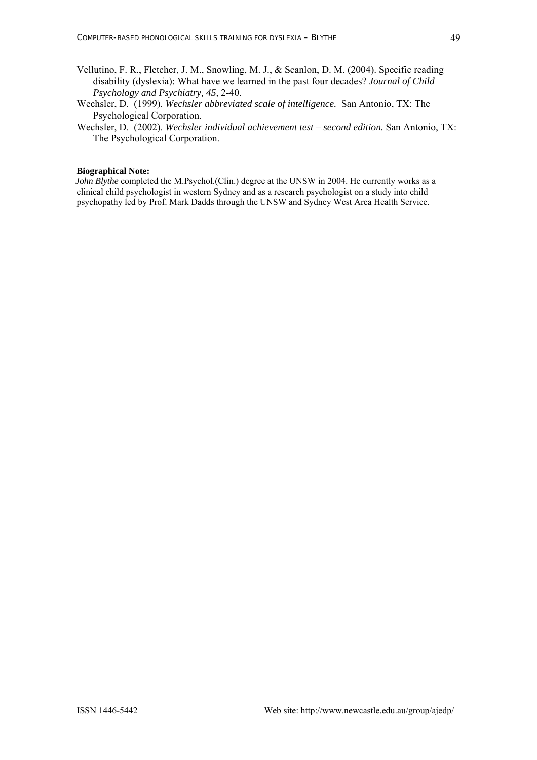Vellutino, F. R., Fletcher, J. M., Snowling, M. J., & Scanlon, D. M. (2004). Specific reading disability (dyslexia): What have we learned in the past four decades? *Journal of Child Psychology and Psychiatry, 45,* 2-40.

Wechsler, D. (1999). *Wechsler abbreviated scale of intelligence.* San Antonio, TX: The Psychological Corporation.

Wechsler, D. (2002). *Wechsler individual achievement test – second edition.* San Antonio, TX: The Psychological Corporation.

**Biographical Note:**

*John Blythe* completed the M.Psychol.(Clin.) degree at the UNSW in 2004. He currently works as a clinical child psychologist in western Sydney and as a research psychologist on a study into child psychopathy led by Prof. Mark Dadds through the UNSW and Sydney West Area Health Service.